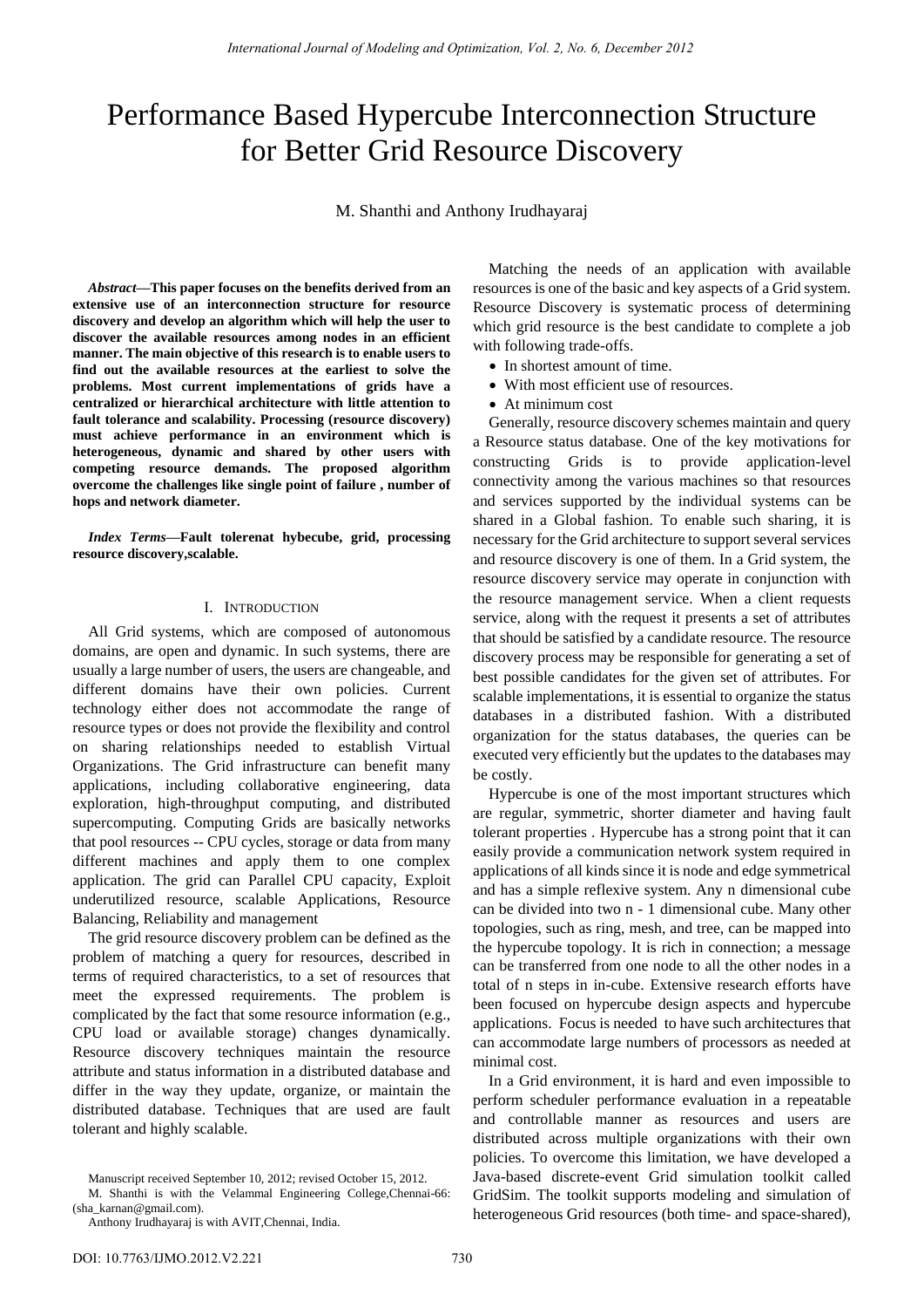# Performance Based Hypercube Interconnection Structure for Better Grid Resource Discovery

M. Shanthi and Anthony Irudhayaraj

***Abstract*—This paper focuses on the benefits derived from an extensive use of an interconnection structure for resource discovery and develop an algorithm which will help the user to discover the available resources among nodes in an efficient manner. The main objective of this research is to enable users to find out the available resources at the earliest to solve the problems. Most current implementations of grids have a centralized or hierarchical architecture with little attention to fault tolerance and scalability. Processing (resource discovery) must achieve performance in an environment which is heterogeneous, dynamic and shared by other users with competing resource demands. The proposed algorithm overcome the challenges like single point of failure , number of hops and network diameter.**

***Index Terms*—Fault tolerenat hybecube, grid, processing resource discovery,scalable.**

## I. Introduction

All Grid systems, which are composed of autonomous domains, are open and dynamic. In such systems, there are usually a large number of users, the users are changeable, and different domains have their own policies. Current technology either does not accommodate the range of resource types or does not provide the flexibility and control on sharing relationships needed to establish Virtual Organizations. The Grid infrastructure can benefit many applications, including collaborative engineering, data exploration, high-throughput computing, and distributed supercomputing. Computing Grids are basically networks that pool resources -- CPU cycles, storage or data from many different machines and apply them to one complex application. The grid can Parallel CPU capacity, Exploit underutilized resource, scalable Applications, Resource Balancing, Reliability and management

The grid resource discovery problem can be defined as the problem of matching a query for resources, described in terms of required characteristics, to a set of resources that meet the expressed requirements. The problem is complicated by the fact that some resource information (e.g., CPU load or available storage) changes dynamically. Resource discovery techniques maintain the resource attribute and status information in a distributed database and differ in the way they update, organize, or maintain the distributed database. Techniques that are used are fault tolerant and highly scalable.

Manuscript received September 10, 2012; revised October 15, 2012.

M. Shanthi is with the Velammal Engineering College,Chennai-66: (sha_karnan@gmail.com).

Anthony Irudhayaraj is with AVIT,Chennai, India.

Matching the needs of an application with available resources is one of the basic and key aspects of a Grid system. Resource Discovery is systematic process of determining which grid resource is the best candidate to complete a job with following trade-offs.

- In shortest amount of time.
- With most efficient use of resources.
- At minimum cost

Generally, resource discovery schemes maintain and query a Resource status database. One of the key motivations for constructing Grids is to provide application-level connectivity among the various machines so that resources and services supported by the individual systems can be shared in a Global fashion. To enable such sharing, it is necessary for the Grid architecture to support several services and resource discovery is one of them. In a Grid system, the resource discovery service may operate in conjunction with the resource management service. When a client requests service, along with the request it presents a set of attributes that should be satisfied by a candidate resource. The resource discovery process may be responsible for generating a set of best possible candidates for the given set of attributes. For scalable implementations, it is essential to organize the status databases in a distributed fashion. With a distributed organization for the status databases, the queries can be executed very efficiently but the updates to the databases may be costly.

Hypercube is one of the most important structures which are regular, symmetric, shorter diameter and having fault tolerant properties . Hypercube has a strong point that it can easily provide a communication network system required in applications of all kinds since it is node and edge symmetrical and has a simple reflexive system. Any n dimensional cube can be divided into two n - 1 dimensional cube. Many other topologies, such as ring, mesh, and tree, can be mapped into the hypercube topology. It is rich in connection; a message can be transferred from one node to all the other nodes in a total of n steps in in-cube. Extensive research efforts have been focused on hypercube design aspects and hypercube applications. Focus is needed to have such architectures that can accommodate large numbers of processors as needed at minimal cost.

In a Grid environment, it is hard and even impossible to perform scheduler performance evaluation in a repeatable and controllable manner as resources and users are distributed across multiple organizations with their own policies. To overcome this limitation, we have developed a Java-based discrete-event Grid simulation toolkit called GridSim. The toolkit supports modeling and simulation of heterogeneous Grid resources (both time- and space-shared),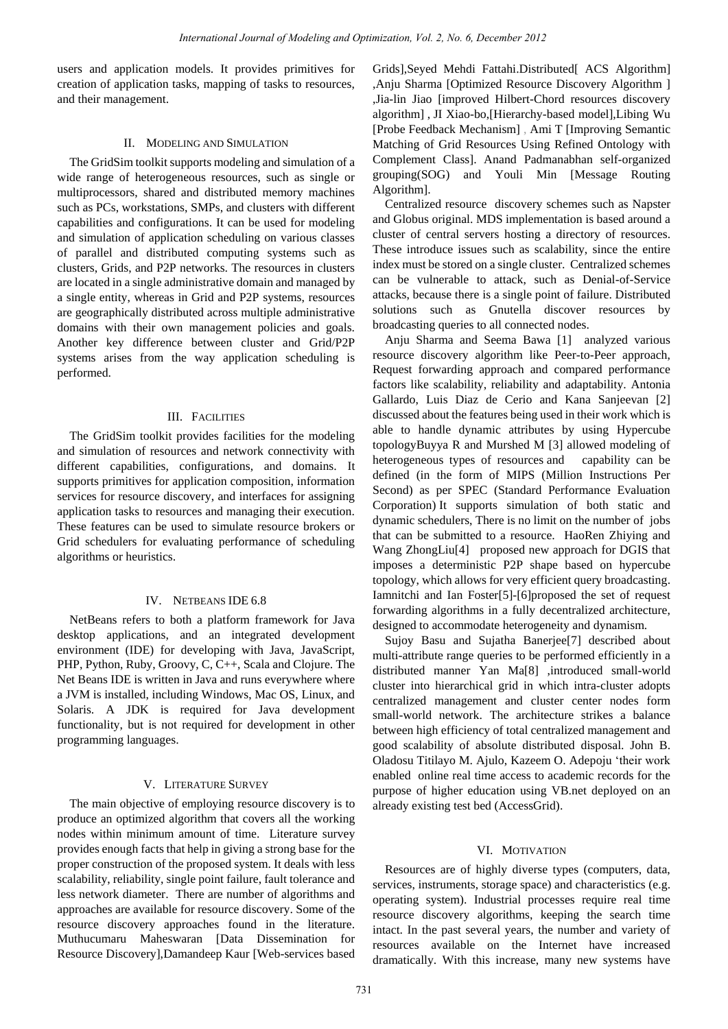users and application models. It provides primitives for creation of application tasks, mapping of tasks to resources, and their management.

## II. Modeling and Simulation

The GridSim toolkit supports modeling and simulation of a wide range of heterogeneous resources, such as single or multiprocessors, shared and distributed memory machines such as PCs, workstations, SMPs, and clusters with different capabilities and configurations. It can be used for modeling and simulation of application scheduling on various classes of parallel and distributed computing systems such as clusters, Grids, and P2P networks. The resources in clusters are located in a single administrative domain and managed by a single entity, whereas in Grid and P2P systems, resources are geographically distributed across multiple administrative domains with their own management policies and goals. Another key difference between cluster and Grid/P2P systems arises from the way application scheduling is performed.

## III. Facilities

The GridSim toolkit provides facilities for the modeling and simulation of resources and network connectivity with different capabilities, configurations, and domains. It supports primitives for application composition, information services for resource discovery, and interfaces for assigning application tasks to resources and managing their execution. These features can be used to simulate resource brokers or Grid schedulers for evaluating performance of scheduling algorithms or heuristics.

## IV. NetBeans IDE 6.8

NetBeans refers to both a platform framework for Java desktop applications, and an integrated development environment (IDE) for developing with Java, JavaScript, PHP, Python, Ruby, Groovy, C, C++, Scala and Clojure. The Net Beans IDE is written in Java and runs everywhere where a JVM is installed, including Windows, Mac OS, Linux, and Solaris. A JDK is required for Java development functionality, but is not required for development in other programming languages.

## V. Literature Survey

The main objective of employing resource discovery is to produce an optimized algorithm that covers all the working nodes within minimum amount of time. Literature survey provides enough facts that help in giving a strong base for the proper construction of the proposed system. It deals with less scalability, reliability, single point failure, fault tolerance and less network diameter. There are number of algorithms and approaches are available for resource discovery. Some of the resource discovery approaches found in the literature. Muthucumaru Maheswaran [Data Dissemination for Resource Discovery],Damandeep Kaur [Web-services based Grids],Seyed Mehdi Fattahi.Distributed[ ACS Algorithm] ,Anju Sharma [Optimized Resource Discovery Algorithm ] ,Jia-lin Jiao [improved Hilbert-Chord resources discovery algorithm] , JI Xiao-bo,[Hierarchy-based model],Libing Wu [Probe Feedback Mechanism] , Ami T [Improving Semantic Matching of Grid Resources Using Refined Ontology with Complement Class]. Anand Padmanabhan self-organized grouping(SOG) and Youli Min [Message Routing Algorithm].

Centralized resource discovery schemes such as Napster and Globus original. MDS implementation is based around a cluster of central servers hosting a directory of resources. These introduce issues such as scalability, since the entire index must be stored on a single cluster. Centralized schemes can be vulnerable to attack, such as Denial-of-Service attacks, because there is a single point of failure. Distributed solutions such as Gnutella discover resources by broadcasting queries to all connected nodes.

Anju Sharma and Seema Bawa [1] analyzed various resource discovery algorithm like Peer-to-Peer approach, Request forwarding approach and compared performance factors like scalability, reliability and adaptability. Antonia Gallardo, Luis Diaz de Cerio and Kana Sanjeevan [2] discussed about the features being used in their work which is able to handle dynamic attributes by using Hypercube topologyBuyya R and Murshed M [3] allowed modeling of heterogeneous types of resources and capability can be defined (in the form of MIPS (Million Instructions Per Second) as per SPEC (Standard Performance Evaluation Corporation) It supports simulation of both static and dynamic schedulers, There is no limit on the number of jobs that can be submitted to a resource. HaoRen Zhiying and Wang ZhongLiu[4] proposed new approach for DGIS that imposes a deterministic P2P shape based on hypercube topology, which allows for very efficient query broadcasting. Iamnitchi and Ian Foster[5]-[6]proposed the set of request forwarding algorithms in a fully decentralized architecture, designed to accommodate heterogeneity and dynamism.

Sujoy Basu and Sujatha Banerjee[7] described about multi-attribute range queries to be performed efficiently in a distributed manner Yan Ma[8] ,introduced small-world cluster into hierarchical grid in which intra-cluster adopts centralized management and cluster center nodes form small-world network. The architecture strikes a balance between high efficiency of total centralized management and good scalability of absolute distributed disposal. John B. Oladosu Titilayo M. Ajulo, Kazeem O. Adepoju 'their work enabled online real time access to academic records for the purpose of higher education using VB.net deployed on an already existing test bed (AccessGrid).

## VI. Motivation

Resources are of highly diverse types (computers, data, services, instruments, storage space) and characteristics (e.g. operating system). Industrial processes require real time resource discovery algorithms, keeping the search time intact. In the past several years, the number and variety of resources available on the Internet have increased dramatically. With this increase, many new systems have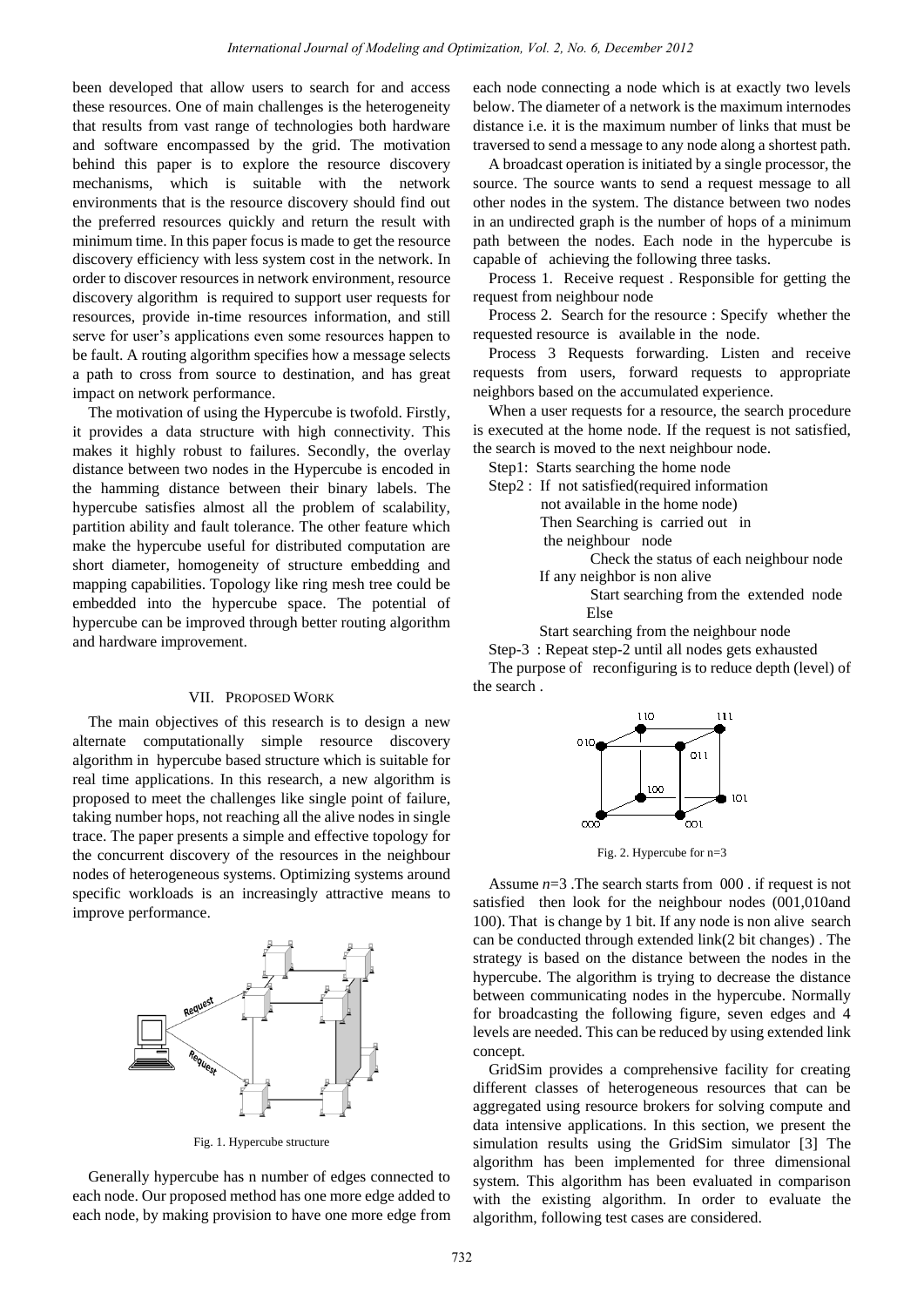been developed that allow users to search for and access these resources. One of main challenges is the heterogeneity that results from vast range of technologies both hardware and software encompassed by the grid. The motivation behind this paper is to explore the resource discovery mechanisms, which is suitable with the network environments that is the resource discovery should find out the preferred resources quickly and return the result with minimum time. In this paper focus is made to get the resource discovery efficiency with less system cost in the network. In order to discover resources in network environment, resource discovery algorithm is required to support user requests for resources, provide in-time resources information, and still serve for user's applications even some resources happen to be fault. A routing algorithm specifies how a message selects a path to cross from source to destination, and has great impact on network performance.

The motivation of using the Hypercube is twofold. Firstly, it provides a data structure with high connectivity. This makes it highly robust to failures. Secondly, the overlay distance between two nodes in the Hypercube is encoded in the hamming distance between their binary labels. The hypercube satisfies almost all the problem of scalability, partition ability and fault tolerance. The other feature which make the hypercube useful for distributed computation are short diameter, homogeneity of structure embedding and mapping capabilities. Topology like ring mesh tree could be embedded into the hypercube space. The potential of hypercube can be improved through better routing algorithm and hardware improvement.

## VII. Proposed Work

The main objectives of this research is to design a new alternate computationally simple resource discovery algorithm in hypercube based structure which is suitable for real time applications. In this research, a new algorithm is proposed to meet the challenges like single point of failure, taking number hops, not reaching all the alive nodes in single trace. The paper presents a simple and effective topology for the concurrent discovery of the resources in the neighbour nodes of heterogeneous systems. Optimizing systems around specific workloads is an increasingly attractive means to improve performance.

Request

Request

Fig. 1. Hypercube structure

Generally hypercube has n number of edges connected to each node. Our proposed method has one more edge added to each node, by making provision to have one more edge from each node connecting a node which is at exactly two levels below. The diameter of a network is the maximum internodes distance i.e. it is the maximum number of links that must be traversed to send a message to any node along a shortest path.

A broadcast operation is initiated by a single processor, the source. The source wants to send a request message to all other nodes in the system. The distance between two nodes in an undirected graph is the number of hops of a minimum path between the nodes. Each node in the hypercube is capable of achieving the following three tasks.

Process 1. Receive request . Responsible for getting the request from neighbour node

Process 2. Search for the resource : Specify whether the requested resource is available in the node.

Process 3 Requests forwarding. Listen and receive requests from users, forward requests to appropriate neighbors based on the accumulated experience.

When a user requests for a resource, the search procedure is executed at the home node. If the request is not satisfied, the search is moved to the next neighbour node.

Step1: Starts searching the home node

Step2 : If not satisfied(required information not available in the home node)
Then Searching is carried out in the neighbour node
Check the status of each neighbour node
If any neighbor is non alive
Start searching from the extended node
Else
Start searching from the neighbour node

Step-3 : Repeat step-2 until all nodes gets exhausted

The purpose of reconfiguring is to reduce depth (level) of the search .

110 111 010 011 100 101 000 001

Fig. 2. Hypercube for n=3

Assume $n$=3 .The search starts from 000 . if request is not satisfied then look for the neighbour nodes (001,010and 100). That is change by 1 bit. If any node is non alive search can be conducted through extended link(2 bit changes) . The strategy is based on the distance between the nodes in the hypercube. The algorithm is trying to decrease the distance between communicating nodes in the hypercube. Normally for broadcasting the following figure, seven edges and 4 levels are needed. This can be reduced by using extended link concept.

GridSim provides a comprehensive facility for creating different classes of heterogeneous resources that can be aggregated using resource brokers for solving compute and data intensive applications. In this section, we present the simulation results using the GridSim simulator [3] The algorithm has been implemented for three dimensional system. This algorithm has been evaluated in comparison with the existing algorithm. In order to evaluate the algorithm, following test cases are considered.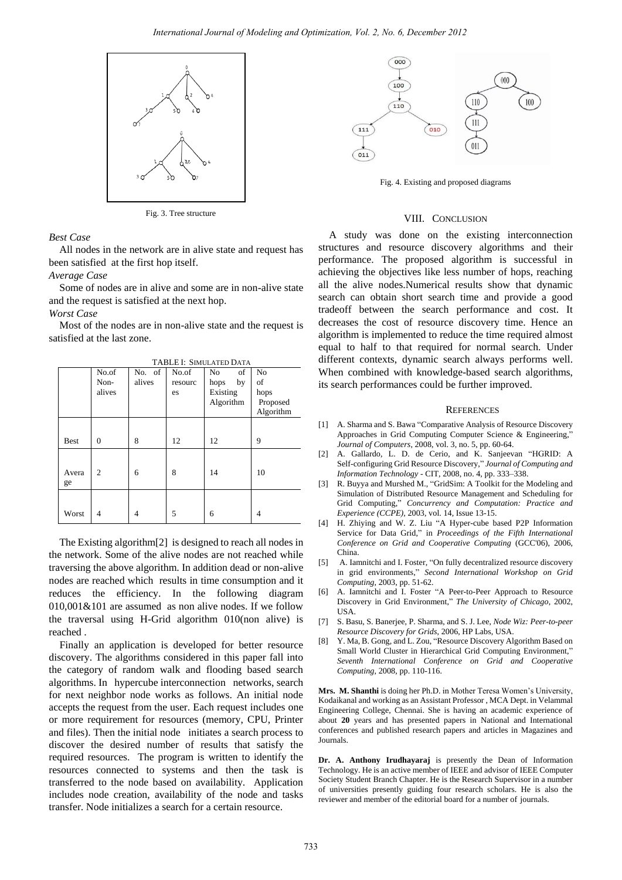Fig. 3. Tree structure

*Best Case*

All nodes in the network are in alive state and request has been satisfied at the first hop itself.

*Average Case*

Some of nodes are in alive and some are in non-alive state and the request is satisfied at the next hop.

*Worst Case*

Most of the nodes are in non-alive state and the request is satisfied at the last zone.

TABLE I: SIMULATED DATA

| | No.of Non-alives | No. of alives | No.of resources | No of hops by Existing Algorithm | No of hops Proposed Algorithm |
|---|---|---|---|---|---|
| Best | 0 | 8 | 12 | 12 | 9 |
| Average | 2 | 6 | 8 | 14 | 10 |
| Worst | 4 | 4 | 5 | 6 | 4 |

The Existing algorithm[2] is designed to reach all nodes in the network. Some of the alive nodes are not reached while traversing the above algorithm. In addition dead or non-alive nodes are reached which results in time consumption and it reduces the efficiency. In the following diagram 010,001&101 are assumed as non alive nodes. If we follow the traversal using H-Grid algorithm 010(non alive) is reached .

Finally an application is developed for better resource discovery. The algorithms considered in this paper fall into the category of random walk and flooding based search algorithms. In hypercube interconnection networks, search for next neighbor node works as follows. An initial node accepts the request from the user. Each request includes one or more requirement for resources (memory, CPU, Printer and files). Then the initial node initiates a search process to discover the desired number of results that satisfy the required resources. The program is written to identify the resources connected to systems and then the task is transferred to the node based on availability. Application includes node creation, availability of the node and tasks transfer. Node initializes a search for a certain resource.

Fig. 4. Existing and proposed diagrams

## VIII. CONCLUSION

A study was done on the existing interconnection structures and resource discovery algorithms and their performance. The proposed algorithm is successful in achieving the objectives like less number of hops, reaching all the alive nodes.Numerical results show that dynamic search can obtain short search time and provide a good tradeoff between the search performance and cost. It decreases the cost of resource discovery time. Hence an algorithm is implemented to reduce the time required almost equal to half to that required for normal search. Under different contexts, dynamic search always performs well. When combined with knowledge-based search algorithms, its search performances could be further improved.

## REFERENCES

[1] A. Sharma and S. Bawa "Comparative Analysis of Resource Discovery Approaches in Grid Computing Computer Science & Engineering," *Journal of Computers*, 2008, vol. 3, no. 5, pp. 60-64.

[2] A. Gallardo, L. D. de Cerio, and K. Sanjeevan "HGRID: A Self-configuring Grid Resource Discovery," *Journal of Computing and Information Technology* - CIT, 2008, no. 4, pp. 333–338.

[3] R. Buyya and Murshed M., "GridSim: A Toolkit for the Modeling and Simulation of Distributed Resource Management and Scheduling for Grid Computing," *Concurrency and Computation: Practice and Experience (CCPE)*, 2003, vol. 14, Issue 13-15.

[4] H. Zhiying and W. Z. Liu "A Hyper-cube based P2P Information Service for Data Grid," in *Proceedings of the Fifth International Conference on Grid and Cooperative Computing* (GCC'06), 2006, China.

[5] A. Iamnitchi and I. Foster, "On fully decentralized resource discovery in grid environments," *Second International Workshop on Grid Computing*, 2003, pp. 51-62.

[6] A. Iamnitchi and I. Foster "A Peer-to-Peer Approach to Resource Discovery in Grid Environment," *The University of Chicago*, 2002, USA.

[7] S. Basu, S. Banerjee, P. Sharma, and S. J. Lee, *Node Wiz: Peer-to-peer Resource Discovery for Grids*, 2006, HP Labs, USA.

[8] Y. Ma, B. Gong, and L. Zou, "Resource Discovery Algorithm Based on Small World Cluster in Hierarchical Grid Computing Environment," *Seventh International Conference on Grid and Cooperative Computing*, 2008, pp. 110-116.

**Mrs. M. Shanthi** is doing her Ph.D. in Mother Teresa Women's University, Kodaikanal and working as an Assistant Professor , MCA Dept. in Velammal Engineering College, Chennai. She is having an academic experience of about **20** years and has presented papers in National and International conferences and published research papers and articles in Magazines and Journals.

**Dr. A. Anthony Irudhayaraj** is presently the Dean of Information Technology. He is an active member of IEEE and advisor of IEEE Computer Society Student Branch Chapter. He is the Research Supervisor in a number of universities presently guiding four research scholars. He is also the reviewer and member of the editorial board for a number of journals.